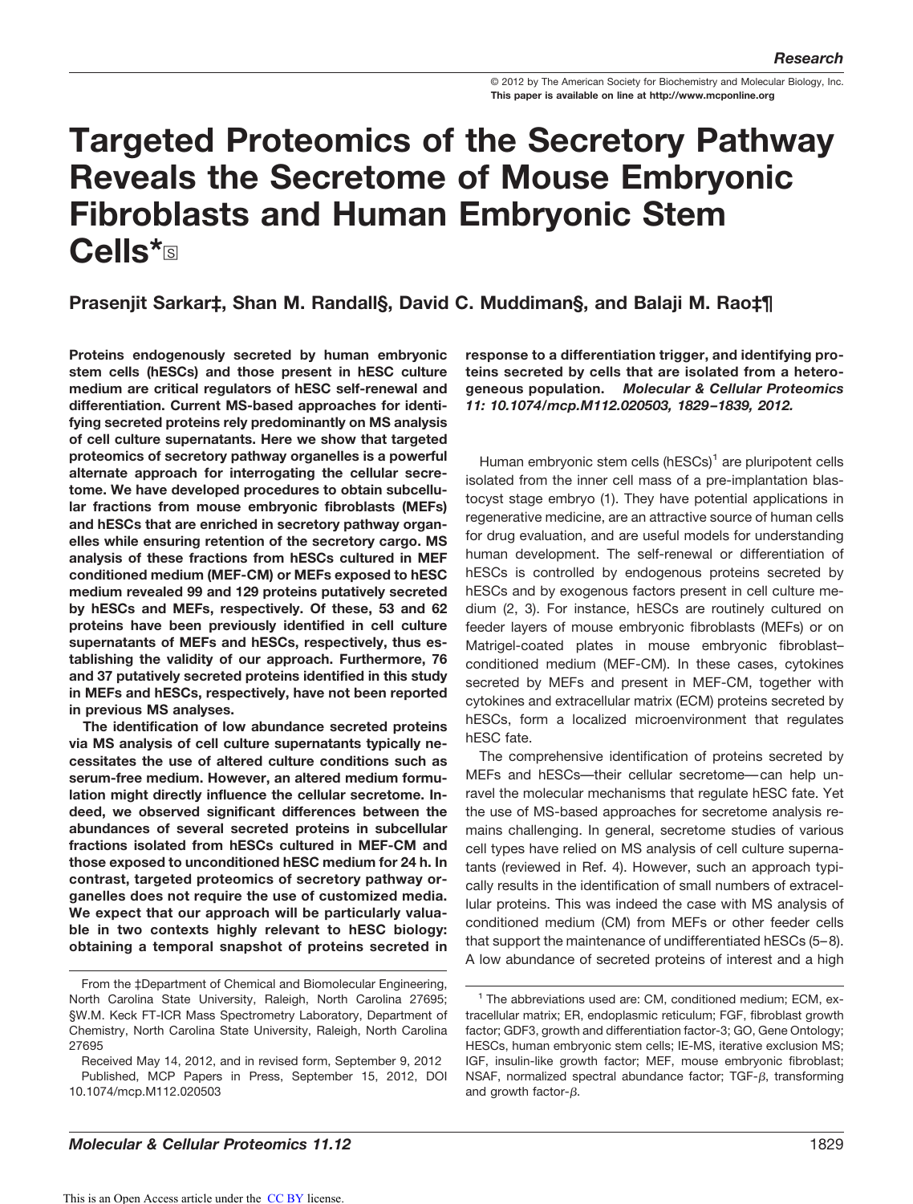# Targeted Proteomics of the Secretory Pathway Reveals the Secretome of Mouse Embryonic Fibroblasts and Human Embryonic Stem Cells*

**Prasenjit Sarkar‡, Shan M. Randall§, David C. Muddiman§, and Balaji M. Rao‡¶**

**Proteins endogenously secreted by human embryonic stem cells (hESCs) and those present in hESC culture medium are critical regulators of hESC self-renewal and differentiation. Current MS-based approaches for identifying secreted proteins rely predominantly on MS analysis of cell culture supernatants. Here we show that targeted proteomics of secretory pathway organelles is a powerful alternate approach for interrogating the cellular secretome. We have developed procedures to obtain subcellular fractions from mouse embryonic fibroblasts (MEFs) and hESCs that are enriched in secretory pathway organelles while ensuring retention of the secretory cargo. MS analysis of these fractions from hESCs cultured in MEF conditioned medium (MEF-CM) or MEFs exposed to hESC medium revealed 99 and 129 proteins putatively secreted by hESCs and MEFs, respectively. Of these, 53 and 62 proteins have been previously identified in cell culture supernatants of MEFs and hESCs, respectively, thus establishing the validity of our approach. Furthermore, 76 and 37 putatively secreted proteins identified in this study in MEFs and hESCs, respectively, have not been reported in previous MS analyses.**

**The identification of low abundance secreted proteins via MS analysis of cell culture supernatants typically necessitates the use of altered culture conditions such as serum-free medium. However, an altered medium formulation might directly influence the cellular secretome. Indeed, we observed significant differences between the abundances of several secreted proteins in subcellular fractions isolated from hESCs cultured in MEF-CM and those exposed to unconditioned hESC medium for 24 h. In contrast, targeted proteomics of secretory pathway organelles does not require the use of customized media. We expect that our approach will be particularly valuable in two contexts highly relevant to hESC biology: obtaining a temporal snapshot of proteins secreted in response to a differentiation trigger, and identifying proteins secreted by cells that are isolated from a heterogeneous population.** ***Molecular & Cellular Proteomics 11: 10.1074/mcp.M112.020503, 1829–1839, 2012.***

Human embryonic stem cells (hESCs)[1] are pluripotent cells isolated from the inner cell mass of a pre-implantation blastocyst stage embryo (1). They have potential applications in regenerative medicine, are an attractive source of human cells for drug evaluation, and are useful models for understanding human development. The self-renewal or differentiation of hESCs is controlled by endogenous proteins secreted by hESCs and by exogenous factors present in cell culture medium (2, 3). For instance, hESCs are routinely cultured on feeder layers of mouse embryonic fibroblasts (MEFs) or on Matrigel-coated plates in mouse embryonic fibroblast–conditioned medium (MEF-CM). In these cases, cytokines secreted by MEFs and present in MEF-CM, together with cytokines and extracellular matrix (ECM) proteins secreted by hESCs, form a localized microenvironment that regulates hESC fate.

The comprehensive identification of proteins secreted by MEFs and hESCs—their cellular secretome—can help unravel the molecular mechanisms that regulate hESC fate. Yet the use of MS-based approaches for secretome analysis remains challenging. In general, secretome studies of various cell types have relied on MS analysis of cell culture supernatants (reviewed in Ref. 4). However, such an approach typically results in the identification of small numbers of extracellular proteins. This was indeed the case with MS analysis of conditioned medium (CM) from MEFs or other feeder cells that support the maintenance of undifferentiated hESCs (5–8). A low abundance of secreted proteins of interest and a high

From the ‡Department of Chemical and Biomolecular Engineering, North Carolina State University, Raleigh, North Carolina 27695; §W.M. Keck FT-ICR Mass Spectrometry Laboratory, Department of Chemistry, North Carolina State University, Raleigh, North Carolina 27695

Received May 14, 2012, and in revised form, September 9, 2012

Published, MCP Papers in Press, September 15, 2012, DOI 10.1074/mcp.M112.020503

[1] The abbreviations used are: CM, conditioned medium; ECM, extracellular matrix; ER, endoplasmic reticulum; FGF, fibroblast growth factor; GDF3, growth and differentiation factor-3; GO, Gene Ontology; HESCs, human embryonic stem cells; IE-MS, iterative exclusion MS; IGF, insulin-like growth factor; MEF, mouse embryonic fibroblast; NSAF, normalized spectral abundance factor; TGF-$\beta$, transforming and growth factor-$\beta$.

This is an Open Access article under the CC BY license.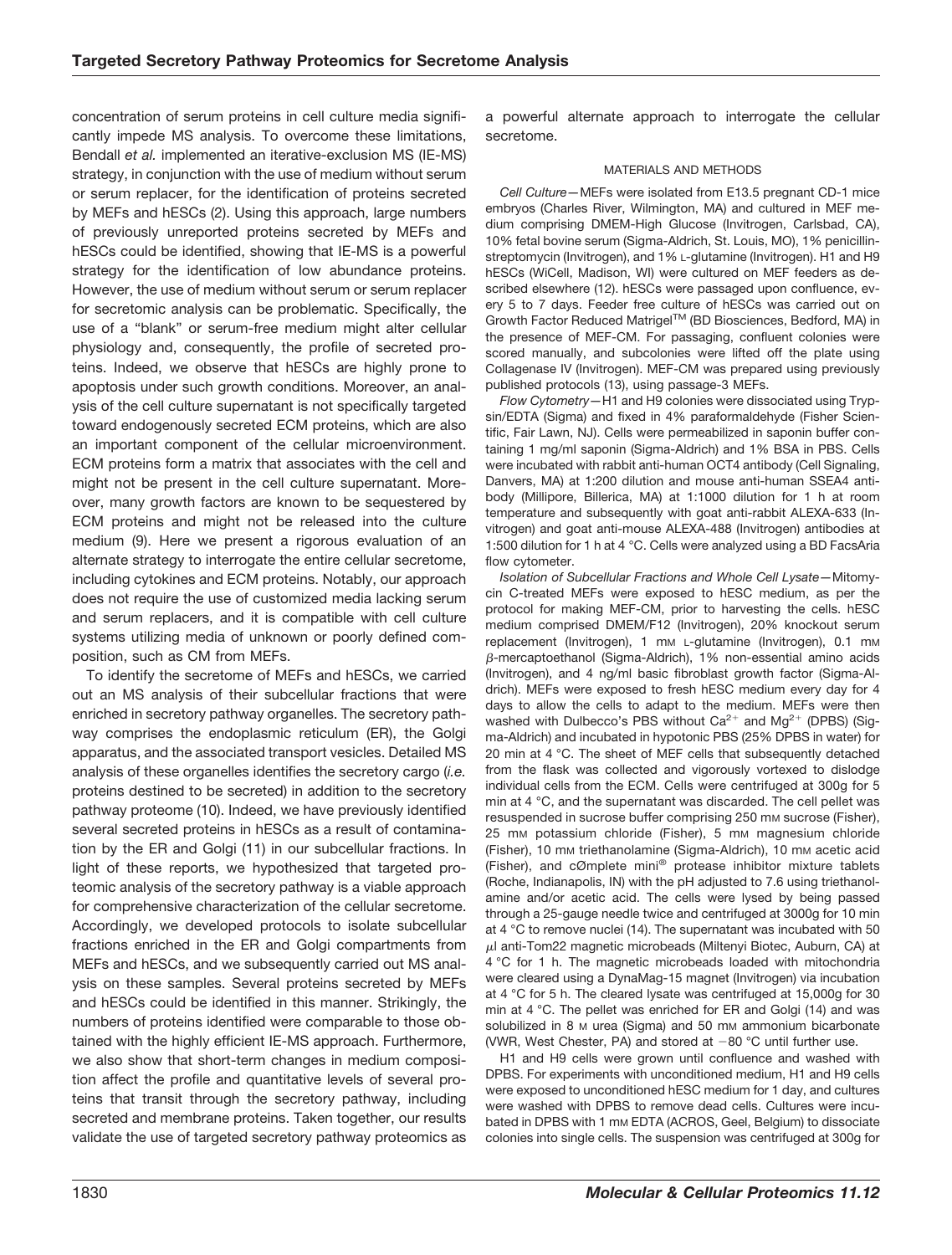concentration of serum proteins in cell culture media significantly impede MS analysis. To overcome these limitations, Bendall *et al.* implemented an iterative-exclusion MS (IE-MS) strategy, in conjunction with the use of medium without serum or serum replacer, for the identification of proteins secreted by MEFs and hESCs (2). Using this approach, large numbers of previously unreported proteins secreted by MEFs and hESCs could be identified, showing that IE-MS is a powerful strategy for the identification of low abundance proteins. However, the use of medium without serum or serum replacer for secretomic analysis can be problematic. Specifically, the use of a "blank" or serum-free medium might alter cellular physiology and, consequently, the profile of secreted proteins. Indeed, we observe that hESCs are highly prone to apoptosis under such growth conditions. Moreover, an analysis of the cell culture supernatant is not specifically targeted toward endogenously secreted ECM proteins, which are also an important component of the cellular microenvironment. ECM proteins form a matrix that associates with the cell and might not be present in the cell culture supernatant. Moreover, many growth factors are known to be sequestered by ECM proteins and might not be released into the culture medium (9). Here we present a rigorous evaluation of an alternate strategy to interrogate the entire cellular secretome, including cytokines and ECM proteins. Notably, our approach does not require the use of customized media lacking serum and serum replacers, and it is compatible with cell culture systems utilizing media of unknown or poorly defined composition, such as CM from MEFs.

To identify the secretome of MEFs and hESCs, we carried out an MS analysis of their subcellular fractions that were enriched in secretory pathway organelles. The secretory pathway comprises the endoplasmic reticulum (ER), the Golgi apparatus, and the associated transport vesicles. Detailed MS analysis of these organelles identifies the secretory cargo (*i.e.* proteins destined to be secreted) in addition to the secretory pathway proteome (10). Indeed, we have previously identified several secreted proteins in hESCs as a result of contamination by the ER and Golgi (11) in our subcellular fractions. In light of these reports, we hypothesized that targeted proteomic analysis of the secretory pathway is a viable approach for comprehensive characterization of the cellular secretome. Accordingly, we developed protocols to isolate subcellular fractions enriched in the ER and Golgi compartments from MEFs and hESCs, and we subsequently carried out MS analysis on these samples. Several proteins secreted by MEFs and hESCs could be identified in this manner. Strikingly, the numbers of proteins identified were comparable to those obtained with the highly efficient IE-MS approach. Furthermore, we also show that short-term changes in medium composition affect the profile and quantitative levels of several proteins that transit through the secretory pathway, including secreted and membrane proteins. Taken together, our results validate the use of targeted secretory pathway proteomics as a powerful alternate approach to interrogate the cellular secretome.

## MATERIALS AND METHODS

*Cell Culture*—MEFs were isolated from E13.5 pregnant CD-1 mice embryos (Charles River, Wilmington, MA) and cultured in MEF medium comprising DMEM-High Glucose (Invitrogen, Carlsbad, CA), 10% fetal bovine serum (Sigma-Aldrich, St. Louis, MO), 1% penicillin-streptomycin (Invitrogen), and 1% L-glutamine (Invitrogen). H1 and H9 hESCs (WiCell, Madison, WI) were cultured on MEF feeders as described elsewhere (12). hESCs were passaged upon confluence, every 5 to 7 days. Feeder free culture of hESCs was carried out on Growth Factor Reduced Matrigel™ (BD Biosciences, Bedford, MA) in the presence of MEF-CM. For passaging, confluent colonies were scored manually, and subcolonies were lifted off the plate using Collagenase IV (Invitrogen). MEF-CM was prepared using previously published protocols (13), using passage-3 MEFs.

*Flow Cytometry*—H1 and H9 colonies were dissociated using Trypsin/EDTA (Sigma) and fixed in 4% paraformaldehyde (Fisher Scientific, Fair Lawn, NJ). Cells were permeabilized in saponin buffer containing 1 mg/ml saponin (Sigma-Aldrich) and 1% BSA in PBS. Cells were incubated with rabbit anti-human OCT4 antibody (Cell Signaling, Danvers, MA) at 1:200 dilution and mouse anti-human SSEA4 antibody (Millipore, Billerica, MA) at 1:1000 dilution for 1 h at room temperature and subsequently with goat anti-rabbit ALEXA-633 (Invitrogen) and goat anti-mouse ALEXA-488 (Invitrogen) antibodies at 1:500 dilution for 1 h at 4 °C. Cells were analyzed using a BD FacsAria flow cytometer.

*Isolation of Subcellular Fractions and Whole Cell Lysate*—Mitomycin C-treated MEFs were exposed to hESC medium, as per the protocol for making MEF-CM, prior to harvesting the cells. hESC medium comprised DMEM/F12 (Invitrogen), 20% knockout serum replacement (Invitrogen), 1 mM L-glutamine (Invitrogen), 0.1 mM $\beta$-mercaptoethanol (Sigma-Aldrich), 1% non-essential amino acids (Invitrogen), and 4 ng/ml basic fibroblast growth factor (Sigma-Aldrich). MEFs were exposed to fresh hESC medium every day for 4 days to allow the cells to adapt to the medium. MEFs were then washed with Dulbecco's PBS without $Ca^{2+}$ and $Mg^{2+}$ (DPBS) (Sigma-Aldrich) and incubated in hypotonic PBS (25% DPBS in water) for 20 min at 4 °C. The sheet of MEF cells that subsequently detached from the flask was collected and vigorously vortexed to dislodge individual cells from the ECM. Cells were centrifuged at 300g for 5 min at 4 °C, and the supernatant was discarded. The cell pellet was resuspended in sucrose buffer comprising 250 mM sucrose (Fisher), 25 mM potassium chloride (Fisher), 5 mM magnesium chloride (Fisher), 10 mM triethanolamine (Sigma-Aldrich), 10 mM acetic acid (Fisher), and cØmplete mini® protease inhibitor mixture tablets (Roche, Indianapolis, IN) with the pH adjusted to 7.6 using triethanolamine and/or acetic acid. The cells were lysed by being passed through a 25-gauge needle twice and centrifuged at 3000g for 10 min at 4 °C to remove nuclei (14). The supernatant was incubated with 50 $\mu$l anti-Tom22 magnetic microbeads (Miltenyi Biotec, Auburn, CA) at 4 °C for 1 h. The magnetic microbeads loaded with mitochondria were cleared using a DynaMag-15 magnet (Invitrogen) via incubation at 4 °C for 5 h. The cleared lysate was centrifuged at 15,000g for 30 min at 4 °C. The pellet was enriched for ER and Golgi (14) and was solubilized in 8 M urea (Sigma) and 50 mM ammonium bicarbonate (VWR, West Chester, PA) and stored at −80 °C until further use.

H1 and H9 cells were grown until confluence and washed with DPBS. For experiments with unconditioned medium, H1 and H9 cells were exposed to unconditioned hESC medium for 1 day, and cultures were washed with DPBS to remove dead cells. Cultures were incubated in DPBS with 1 mM EDTA (ACROS, Geel, Belgium) to dissociate colonies into single cells. The suspension was centrifuged at 300g for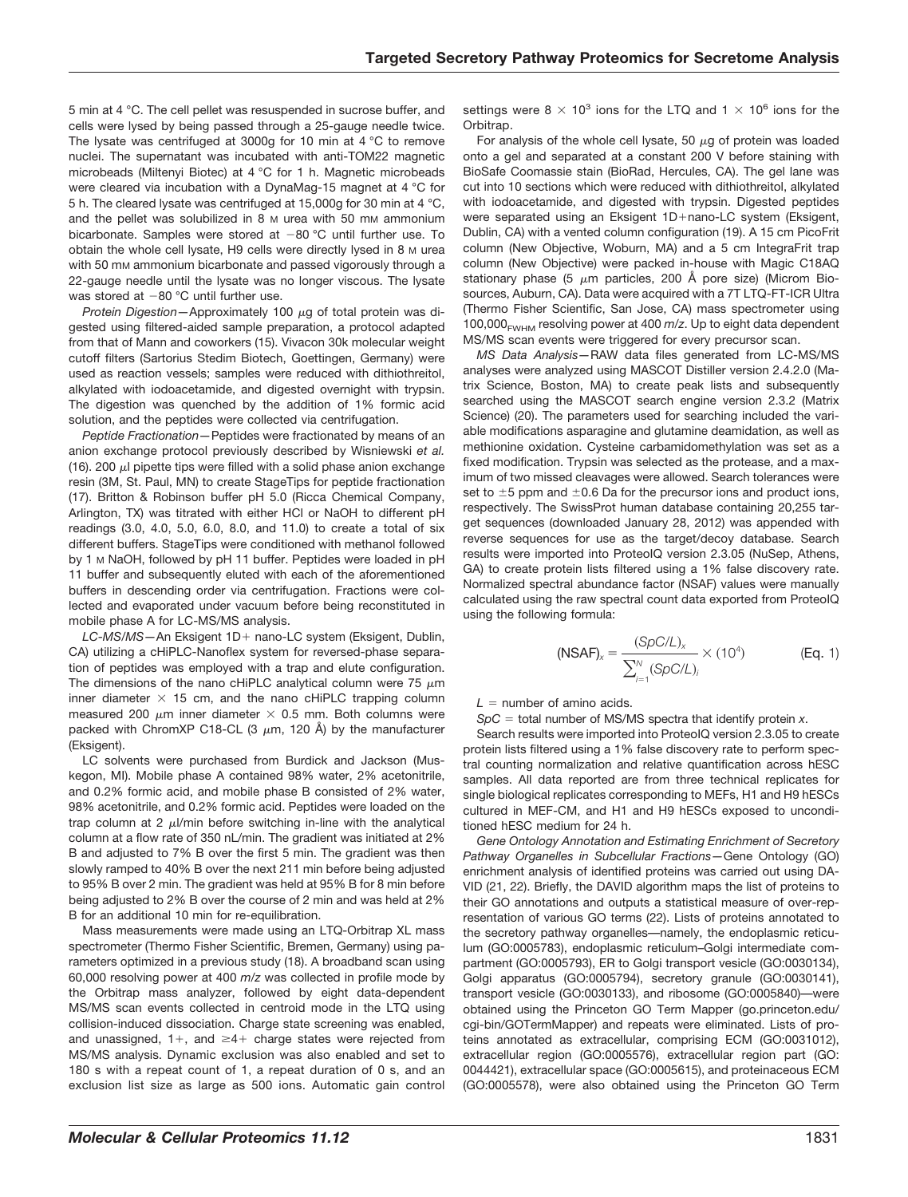5 min at 4 °C. The cell pellet was resuspended in sucrose buffer, and cells were lysed by being passed through a 25-gauge needle twice. The lysate was centrifuged at 3000g for 10 min at 4 °C to remove nuclei. The supernatant was incubated with anti-TOM22 magnetic microbeads (Miltenyi Biotec) at 4 °C for 1 h. Magnetic microbeads were cleared via incubation with a DynaMag-15 magnet at 4 °C for 5 h. The cleared lysate was centrifuged at 15,000g for 30 min at 4 °C, and the pellet was solubilized in 8 M urea with 50 mM ammonium bicarbonate. Samples were stored at −80 °C until further use. To obtain the whole cell lysate, H9 cells were directly lysed in 8 M urea with 50 mM ammonium bicarbonate and passed vigorously through a 22-gauge needle until the lysate was no longer viscous. The lysate was stored at −80 °C until further use.

*Protein Digestion*—Approximately 100 μg of total protein was digested using filtered-aided sample preparation, a protocol adapted from that of Mann and coworkers (15). Vivacon 30k molecular weight cutoff filters (Sartorius Stedim Biotech, Goettingen, Germany) were used as reaction vessels; samples were reduced with dithiothreitol, alkylated with iodoacetamide, and digested overnight with trypsin. The digestion was quenched by the addition of 1% formic acid solution, and the peptides were collected via centrifugation.

*Peptide Fractionation*—Peptides were fractionated by means of an anion exchange protocol previously described by Wisniewski *et al.* (16). 200 μl pipette tips were filled with a solid phase anion exchange resin (3M, St. Paul, MN) to create StageTips for peptide fractionation (17). Britton & Robinson buffer pH 5.0 (Ricca Chemical Company, Arlington, TX) was titrated with either HCl or NaOH to different pH readings (3.0, 4.0, 5.0, 6.0, 8.0, and 11.0) to create a total of six different buffers. StageTips were conditioned with methanol followed by 1 M NaOH, followed by pH 11 buffer. Peptides were loaded in pH 11 buffer and subsequently eluted with each of the aforementioned buffers in descending order via centrifugation. Fractions were collected and evaporated under vacuum before being reconstituted in mobile phase A for LC-MS/MS analysis.

*LC-MS/MS*—An Eksigent 1D+ nano-LC system (Eksigent, Dublin, CA) utilizing a cHiPLC-Nanoflex system for reversed-phase separation of peptides was employed with a trap and elute configuration. The dimensions of the nano cHiPLC analytical column were 75 μm inner diameter × 15 cm, and the nano cHiPLC trapping column measured 200 μm inner diameter × 0.5 mm. Both columns were packed with ChromXP C18-CL (3 μm, 120 Å) by the manufacturer (Eksigent).

LC solvents were purchased from Burdick and Jackson (Muskegon, MI). Mobile phase A contained 98% water, 2% acetonitrile, and 0.2% formic acid, and mobile phase B consisted of 2% water, 98% acetonitrile, and 0.2% formic acid. Peptides were loaded on the trap column at 2 μl/min before switching in-line with the analytical column at a flow rate of 350 nL/min. The gradient was initiated at 2% B and adjusted to 7% B over the first 5 min. The gradient was then slowly ramped to 40% B over the next 211 min before being adjusted to 95% B over 2 min. The gradient was held at 95% B for 8 min before being adjusted to 2% B over the course of 2 min and was held at 2% B for an additional 10 min for re-equilibration.

Mass measurements were made using an LTQ-Orbitrap XL mass spectrometer (Thermo Fisher Scientific, Bremen, Germany) using parameters optimized in a previous study (18). A broadband scan using 60,000 resolving power at 400 *m/z* was collected in profile mode by the Orbitrap mass analyzer, followed by eight data-dependent MS/MS scan events collected in centroid mode in the LTQ using collision-induced dissociation. Charge state screening was enabled, and unassigned, 1+, and ≥4+ charge states were rejected from MS/MS analysis. Dynamic exclusion was also enabled and set to 180 s with a repeat count of 1, a repeat duration of 0 s, and an exclusion list size as large as 500 ions. Automatic gain control settings were $8 \times 10^3$ ions for the LTQ and $1 \times 10^6$ ions for the Orbitrap.

For analysis of the whole cell lysate, 50 μg of protein was loaded onto a gel and separated at a constant 200 V before staining with BioSafe Coomassie stain (BioRad, Hercules, CA). The gel lane was cut into 10 sections which were reduced with dithiothreitol, alkylated with iodoacetamide, and digested with trypsin. Digested peptides were separated using an Eksigent 1D+nano-LC system (Eksigent, Dublin, CA) with a vented column configuration (19). A 15 cm PicoFrit column (New Objective, Woburn, MA) and a 5 cm IntegraFrit trap column (New Objective) were packed in-house with Magic C18AQ stationary phase (5 μm particles, 200 Å pore size) (Microm Biosources, Auburn, CA). Data were acquired with a 7T LTQ-FT-ICR Ultra (Thermo Fisher Scientific, San Jose, CA) mass spectrometer using $100{,}000_{FWHM}$ resolving power at 400 *m/z*. Up to eight data dependent MS/MS scan events were triggered for every precursor scan.

*MS Data Analysis*—RAW data files generated from LC-MS/MS analyses were analyzed using MASCOT Distiller version 2.4.2.0 (Matrix Science, Boston, MA) to create peak lists and subsequently searched using the MASCOT search engine version 2.3.2 (Matrix Science) (20). The parameters used for searching included the variable modifications asparagine and glutamine deamidation, as well as methionine oxidation. Cysteine carbamidomethylation was set as a fixed modification. Trypsin was selected as the protease, and a maximum of two missed cleavages were allowed. Search tolerances were set to ±5 ppm and ±0.6 Da for the precursor ions and product ions, respectively. The SwissProt human database containing 20,255 target sequences (downloaded January 28, 2012) was appended with reverse sequences for use as the target/decoy database. Search results were imported into ProteoIQ version 2.3.05 (NuSep, Athens, GA) to create protein lists filtered using a 1% false discovery rate. Normalized spectral abundance factor (NSAF) values were manually calculated using the raw spectral count data exported from ProteoIQ using the following formula:

$$(\mathrm{NSAF})_x = \frac{(SpC/L)_x}{\sum_{i=1}^{N}(SpC/L)_i} \times (10^4) \qquad \text{(Eq. 1)}$$

$L$ = number of amino acids.

$SpC$ = total number of MS/MS spectra that identify protein $x$.

Search results were imported into ProteoIQ version 2.3.05 to create protein lists filtered using a 1% false discovery rate to perform spectral counting normalization and relative quantification across hESC samples. All data reported are from three technical replicates for single biological replicates corresponding to MEFs, H1 and H9 hESCs cultured in MEF-CM, and H1 and H9 hESCs exposed to unconditioned hESC medium for 24 h.

*Gene Ontology Annotation and Estimating Enrichment of Secretory Pathway Organelles in Subcellular Fractions*—Gene Ontology (GO) enrichment analysis of identified proteins was carried out using DAVID (21, 22). Briefly, the DAVID algorithm maps the list of proteins to their GO annotations and outputs a statistical measure of over-representation of various GO terms (22). Lists of proteins annotated to the secretory pathway organelles—namely, the endoplasmic reticulum (GO:0005783), endoplasmic reticulum–Golgi intermediate compartment (GO:0005793), ER to Golgi transport vesicle (GO:0030134), Golgi apparatus (GO:0005794), secretory granule (GO:0030141), transport vesicle (GO:0030133), and ribosome (GO:0005840)—were obtained using the Princeton GO Term Mapper (go.princeton.edu/cgi-bin/GOTermMapper) and repeats were eliminated. Lists of proteins annotated as extracellular, comprising ECM (GO:0031012), extracellular region (GO:0005576), extracellular region part (GO:0044421), extracellular space (GO:0005615), and proteinaceous ECM (GO:0005578), were also obtained using the Princeton GO Term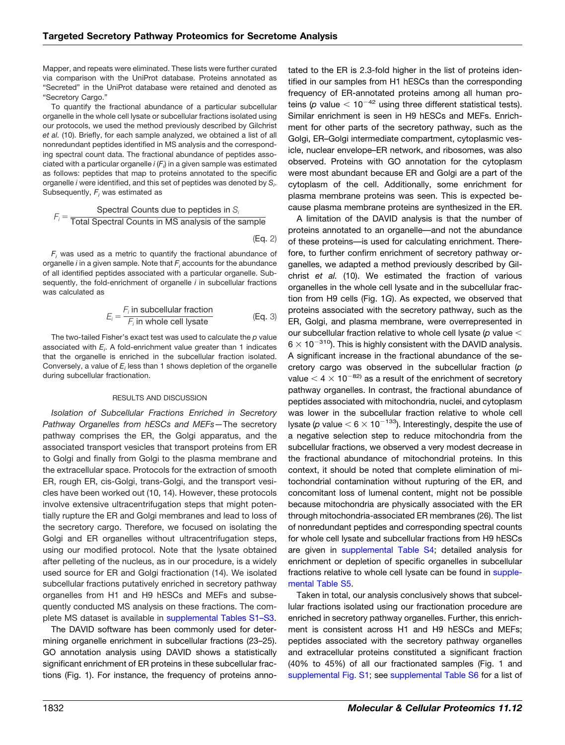Mapper, and repeats were eliminated. These lists were further curated via comparison with the UniProt database. Proteins annotated as "Secreted" in the UniProt database were retained and denoted as "Secretory Cargo."

To quantify the fractional abundance of a particular subcellular organelle in the whole cell lysate or subcellular fractions isolated using our protocols, we used the method previously described by Gilchrist *et al.* (10). Briefly, for each sample analyzed, we obtained a list of all nonredundant peptides identified in MS analysis and the corresponding spectral count data. The fractional abundance of peptides associated with a particular organelle $i$ ($F_i$) in a given sample was estimated as follows: peptides that map to proteins annotated to the specific organelle $i$ were identified, and this set of peptides was denoted by $S_i$. Subsequently, $F_i$ was estimated as

$$F_i = \frac{\text{Spectral Counts due to peptides in } S_i}{\text{Total Spectral Counts in MS analysis of the sample}} \quad \text{(Eq. 2)}$$

$F_i$ was used as a metric to quantify the fractional abundance of organelle $i$ in a given sample. Note that $F_i$ accounts for the abundance of all identified peptides associated with a particular organelle. Subsequently, the fold-enrichment of organelle $i$ in subcellular fractions was calculated as

$$E_i = \frac{F_i \text{ in subcellular fraction}}{F_i \text{ in whole cell lysate}} \quad \text{(Eq. 3)}$$

The two-tailed Fisher's exact test was used to calculate the $p$ value associated with $E_i$. A fold-enrichment value greater than 1 indicates that the organelle is enriched in the subcellular fraction isolated. Conversely, a value of $E_i$ less than 1 shows depletion of the organelle during subcellular fractionation.

## RESULTS AND DISCUSSION

*Isolation of Subcellular Fractions Enriched in Secretory Pathway Organelles from hESCs and MEFs*—The secretory pathway comprises the ER, the Golgi apparatus, and the associated transport vesicles that transport proteins from ER to Golgi and finally from Golgi to the plasma membrane and the extracellular space. Protocols for the extraction of smooth ER, rough ER, cis-Golgi, trans-Golgi, and the transport vesicles have been worked out (10, 14). However, these protocols involve extensive ultracentrifugation steps that might potentially rupture the ER and Golgi membranes and lead to loss of the secretory cargo. Therefore, we focused on isolating the Golgi and ER organelles without ultracentrifugation steps, using our modified protocol. Note that the lysate obtained after pelleting of the nucleus, as in our procedure, is a widely used source for ER and Golgi fractionation (14). We isolated subcellular fractions putatively enriched in secretory pathway organelles from H1 and H9 hESCs and MEFs and subsequently conducted MS analysis on these fractions. The complete MS dataset is available in supplemental Tables S1–S3.

The DAVID software has been commonly used for determining organelle enrichment in subcellular fractions (23–25). GO annotation analysis using DAVID shows a statistically significant enrichment of ER proteins in these subcellular fractions (Fig. 1). For instance, the frequency of proteins annotated to the ER is 2.3-fold higher in the list of proteins identified in our samples from H1 hESCs than the corresponding frequency of ER-annotated proteins among all human proteins ($p$ value $< 10^{-42}$ using three different statistical tests). Similar enrichment is seen in H9 hESCs and MEFs. Enrichment for other parts of the secretory pathway, such as the Golgi, ER–Golgi intermediate compartment, cytoplasmic vesicle, nuclear envelope–ER network, and ribosomes, was also observed. Proteins with GO annotation for the cytoplasm were most abundant because ER and Golgi are a part of the cytoplasm of the cell. Additionally, some enrichment for plasma membrane proteins was seen. This is expected because plasma membrane proteins are synthesized in the ER.

A limitation of the DAVID analysis is that the number of proteins annotated to an organelle—and not the abundance of these proteins—is used for calculating enrichment. Therefore, to further confirm enrichment of secretory pathway organelles, we adapted a method previously described by Gilchrist *et al.* (10). We estimated the fraction of various organelles in the whole cell lysate and in the subcellular fraction from H9 cells (Fig. 1*G*). As expected, we observed that proteins associated with the secretory pathway, such as the ER, Golgi, and plasma membrane, were overrepresented in our subcellular fraction relative to whole cell lysate ($p$ value $< 6 \times 10^{-310}$). This is highly consistent with the DAVID analysis. A significant increase in the fractional abundance of the secretory cargo was observed in the subcellular fraction ($p$ value $< 4 \times 10^{-82}$) as a result of the enrichment of secretory pathway organelles. In contrast, the fractional abundance of peptides associated with mitochondria, nuclei, and cytoplasm was lower in the subcellular fraction relative to whole cell lysate ($p$ value $< 6 \times 10^{-133}$). Interestingly, despite the use of a negative selection step to reduce mitochondria from the subcellular fractions, we observed a very modest decrease in the fractional abundance of mitochondrial proteins. In this context, it should be noted that complete elimination of mitochondrial contamination without rupturing of the ER, and concomitant loss of lumenal content, might not be possible because mitochondria are physically associated with the ER through mitochondria-associated ER membranes (26). The list of nonredundant peptides and corresponding spectral counts for whole cell lysate and subcellular fractions from H9 hESCs are given in supplemental Table S4; detailed analysis for enrichment or depletion of specific organelles in subcellular fractions relative to whole cell lysate can be found in supplemental Table S5.

Taken in total, our analysis conclusively shows that subcellular fractions isolated using our fractionation procedure are enriched in secretory pathway organelles. Further, this enrichment is consistent across H1 and H9 hESCs and MEFs; peptides associated with the secretory pathway organelles and extracellular proteins constituted a significant fraction (40% to 45%) of all our fractionated samples (Fig. 1 and supplemental Fig. S1; see supplemental Table S6 for a list of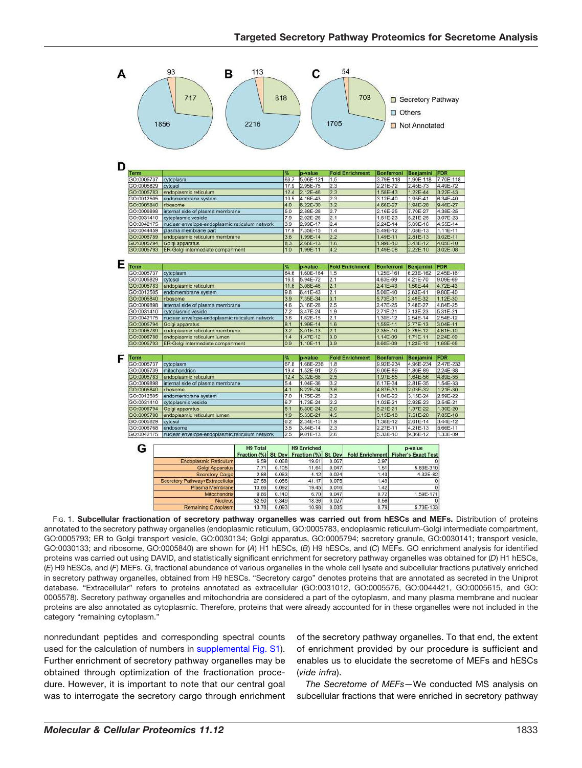**A**

| | |
|---|---|
| Secretory Pathway | 717 |
| Others | 1856 |
| Not Annotated | 93 |

**B**

| | |
|---|---|
| Secretory Pathway | 818 |
| Others | 2216 |
| Not Annotated | 113 |

**C**

| | |
|---|---|
| Secretory Pathway | 703 |
| Others | 1705 |
| Not Annotated | 54 |

**D**

| Term | | % | p-value | Fold Enrichment | Bonferroni | Benjamini | FDR |
|---|---|---|---|---|---|---|---|
| GO:0005737 | cytoplasm | 63.7 | 5.06E-121 | 1.5 | 3.79E-118 | 1.90E-118 | 7.70E-118 |
| GO:0005829 | cytosol | 17.9 | 2.95E-75 | 2.3 | 2.21E-72 | 2.45E-73 | 4.49E-72 |
| GO:0005783 | endoplasmic reticulum | 12.4 | 2.12E-46 | 2.3 | 1.58E-43 | 1.22E-44 | 3.22E-43 |
| GO:0012505 | endomembrane system | 10.5 | 4.16E-43 | 2.3 | 3.12E-40 | 1.95E-41 | 6.34E-40 |
| GO:0005840 | ribosome | 4.0 | 6.22E-30 | 3.2 | 4.66E-27 | 1.94E-28 | 9.46E-27 |
| GO:0009898 | internal side of plasma membrane | 5.0 | 2.88E-28 | 2.7 | 2.16E-25 | 7.70E-27 | 4.38E-25 |
| GO:0031410 | cytoplasmic vesicle | 7.9 | 2.02E-26 | 2.1 | 1.51E-23 | 5.21E-25 | 3.07E-23 |
| GO:0042175 | nuclear envelope-endoplasmic reticulum network | 3.9 | 2.99E-17 | 2.4 | 2.24E-14 | 5.09E-16 | 4.55E-14 |
| GO:0044459 | plasma membrane part | 17.9 | 7.35E-15 | 1.4 | 5.49E-12 | 1.08E-13 | 1.11E-11 |
| GO:0005789 | endoplasmic reticulum membrane | 3.6 | 1.99E-14 | 2.2 | 1.49E-11 | 2.81E-13 | 3.02E-11 |
| GO:0005794 | Golgi apparatus | 8.3 | 2.66E-13 | 1.6 | 1.99E-10 | 3.43E-12 | 4.05E-10 |
| GO:0005793 | ER-Golgi intermediate compartment | 1.0 | 1.99E-11 | 4.2 | 1.49E-08 | 2.22E-10 | 3.02E-08 |

**E**

| Term | | % | p-value | Fold Enrichment | Bonferroni | Benjamini | FDR |
|---|---|---|---|---|---|---|---|
| GO:0005737 | cytoplasm | 64.6 | 1.60E-164 | 1.5 | 1.25E-161 | 6.23E-162 | 2.45E-161 |
| GO:0005829 | cytosol | 16.5 | 5.94E-72 | 2.1 | 4.63E-69 | 4.21E-70 | 9.09E-69 |
| GO:0005783 | endoplasmic reticulum | 11.6 | 3.08E-46 | 2.1 | 2.41E-43 | 1.50E-44 | 4.72E-43 |
| GO:0012505 | endomembrane system | 9.8 | 6.41E-43 | 2.1 | 5.00E-40 | 2.63E-41 | 9.80E-40 |
| GO:0005840 | ribosome | 3.9 | 7.35E-34 | 3.1 | 5.73E-31 | 2.49E-32 | 1.12E-30 |
| GO:0009898 | internal side of plasma membrane | 4.6 | 3.16E-28 | 2.5 | 2.47E-25 | 7.48E-27 | 4.84E-25 |
| GO:0031410 | cytoplasmic vesicle | 7.2 | 3.47E-24 | 1.9 | 2.71E-21 | 7.13E-23 | 5.31E-21 |
| GO:0042175 | nuclear envelope-endoplasmic reticulum network | 3.6 | 1.66E-15 | 2.1 | 1.30E-12 | 2.54E-14 | 2.54E-12 |
| GO:0005794 | Golgi apparatus | 8.1 | 1.99E-14 | 1.6 | 1.55E-11 | 2.77E-13 | 3.04E-11 |
| GO:0005789 | endoplasmic reticulum membrane | 3.2 | 3.01E-13 | 2.1 | 2.35E-10 | 3.79E-12 | 4.61E-10 |
| GO:0005788 | endoplasmic reticulum lumen | 1.4 | 1.47E-12 | 3.0 | 1.14E-09 | 1.71E-11 | 2.24E-09 |
| GO:0005793 | ER-Golgi intermediate compartment | 0.9 | 1.10E-11 | 3.9 | 8.60E-09 | 1.23E-10 | 1.69E-08 |

**F**

| Term | | % | p-value | Fold Enrichment | Bonferroni | Benjamini | FDR |
|---|---|---|---|---|---|---|---|
| GO:0005737 | cytoplasm | 67.8 | 1.68E-236 | 1.8 | 9.92E-234 | 4.96E-234 | 2.47E-233 |
| GO:0005739 | mitochondrion | 19.4 | 1.52E-91 | 2.5 | 9.00E-89 | 1.80E-89 | 2.24E-88 |
| GO:0005783 | endoplasmic reticulum | 12.4 | 3.32E-58 | 2.5 | 1.97E-55 | 1.64E-56 | 4.89E-55 |
| GO:0009898 | internal side of plasma membrane | 5.4 | 1.04E-36 | 3.2 | 6.17E-34 | 2.81E-35 | 1.54E-33 |
| GO:0005840 | ribosome | 4.1 | 8.22E-34 | 3.6 | 4.87E-31 | 2.03E-32 | 1.21E-30 |
| GO:0012505 | endomembrane system | 7.0 | 1.75E-25 | 2.2 | 1.04E-22 | 3.15E-24 | 2.59E-22 |
| GO:0031410 | cytoplasmic vesicle | 6.7 | 1.73E-24 | 2.2 | 1.02E-21 | 2.92E-23 | 2.54E-21 |
| GO:0005794 | Golgi apparatus | 8.1 | 8.80E-24 | 2.0 | 5.21E-21 | 1.37E-22 | 1.30E-20 |
| GO:0005788 | endoplasmic reticulum lumen | 1.9 | 5.33E-21 | 4.5 | 3.15E-18 | 7.51E-20 | 7.85E-18 |
| GO:0005829 | cytosol | 6.2 | 2.34E-15 | 1.9 | 1.38E-12 | 2.61E-14 | 3.44E-12 |
| GO:0005768 | endosome | 3.5 | 3.84E-14 | 2.3 | 2.27E-11 | 4.21E-13 | 5.66E-11 |
| GO:0042175 | nuclear envelope-endoplasmic reticulum network | 2.5 | 9.01E-13 | 2.6 | 5.33E-10 | 9.36E-12 | 1.33E-09 |

**G**

| | H9 Total Fraction (%) | St. Dev | H9 Enriched Fraction (%) | St. Dev | Fold Enrichment | p-value Fisher's Exact Test |
|---|---|---|---|---|---|---|
| Endoplasmic Reticulum | 6.59 | 0.068 | 19.61 | 0.067 | 2.97 | 0 |
| Golgi Apparatus | 7.71 | 0.105 | 11.64 | 0.047 | 1.51 | 5.83E-310 |
| Secretory Cargo | 2.88 | 0.063 | 4.12 | 0.024 | 1.43 | 4.32E-82 |
| Secretory Pathway+Extracellular | 27.58 | 0.086 | 41.17 | 0.075 | 1.49 | 0 |
| Plasma Membrane | 13.66 | 0.092 | 19.45 | 0.016 | 1.42 | 0 |
| Mitochondria | 9.66 | 0.140 | 6.70 | 0.047 | 0.72 | 1.59E-171 |
| Nucleus | 32.50 | 0.349 | 18.36 | 0.027 | 0.56 | 0 |
| Remaining Cytoplasm | 13.78 | 0.093 | 10.98 | 0.035 | 0.79 | 5.73E-133 |

Fig. 1. **Subcellular fractionation of secretory pathway organelles was carried out from hESCs and MEFs.** Distribution of proteins annotated to the secretory pathway organelles (endoplasmic reticulum, GO:0005783, endoplasmic reticulum-Golgi intermediate compartment, GO:0005793; ER to Golgi transport vesicle, GO:0030134; Golgi apparatus, GO:0005794; secretory granule, GO:0030141; transport vesicle, GO:0030133; and ribosome, GO:0005840) are shown for (*A*) H1 hESCs, (*B*) H9 hESCs, and (*C*) MEFs. GO enrichment analysis for identified proteins was carried out using DAVID, and statistically significant enrichment for secretory pathway organelles was obtained for (*D*) H1 hESCs, (*E*) H9 hESCs, and (*F*) MEFs. *G*, fractional abundance of various organelles in the whole cell lysate and subcellular fractions putatively enriched in secretory pathway organelles, obtained from H9 hESCs. "Secretory cargo" denotes proteins that are annotated as secreted in the Uniprot database. "Extracellular" refers to proteins annotated as extracellular (GO:0031012, GO:0005576, GO:0044421, GO:0005615, and GO: 0005578). Secretory pathway organelles and mitochondria are considered a part of the cytoplasm, and many plasma membrane and nuclear proteins are also annotated as cytoplasmic. Therefore, proteins that were already accounted for in these organelles were not included in the category "remaining cytoplasm."

nonredundant peptides and corresponding spectral counts used for the calculation of numbers in supplemental Fig. S1). Further enrichment of secretory pathway organelles may be obtained through optimization of the fractionation procedure. However, it is important to note that our central goal was to interrogate the secretory cargo through enrichment of the secretory pathway organelles. To that end, the extent of enrichment provided by our procedure is sufficient and enables us to elucidate the secretome of MEFs and hESCs (*vide infra*).

*The Secretome of MEFs*—We conducted MS analysis on subcellular fractions that were enriched in secretory pathway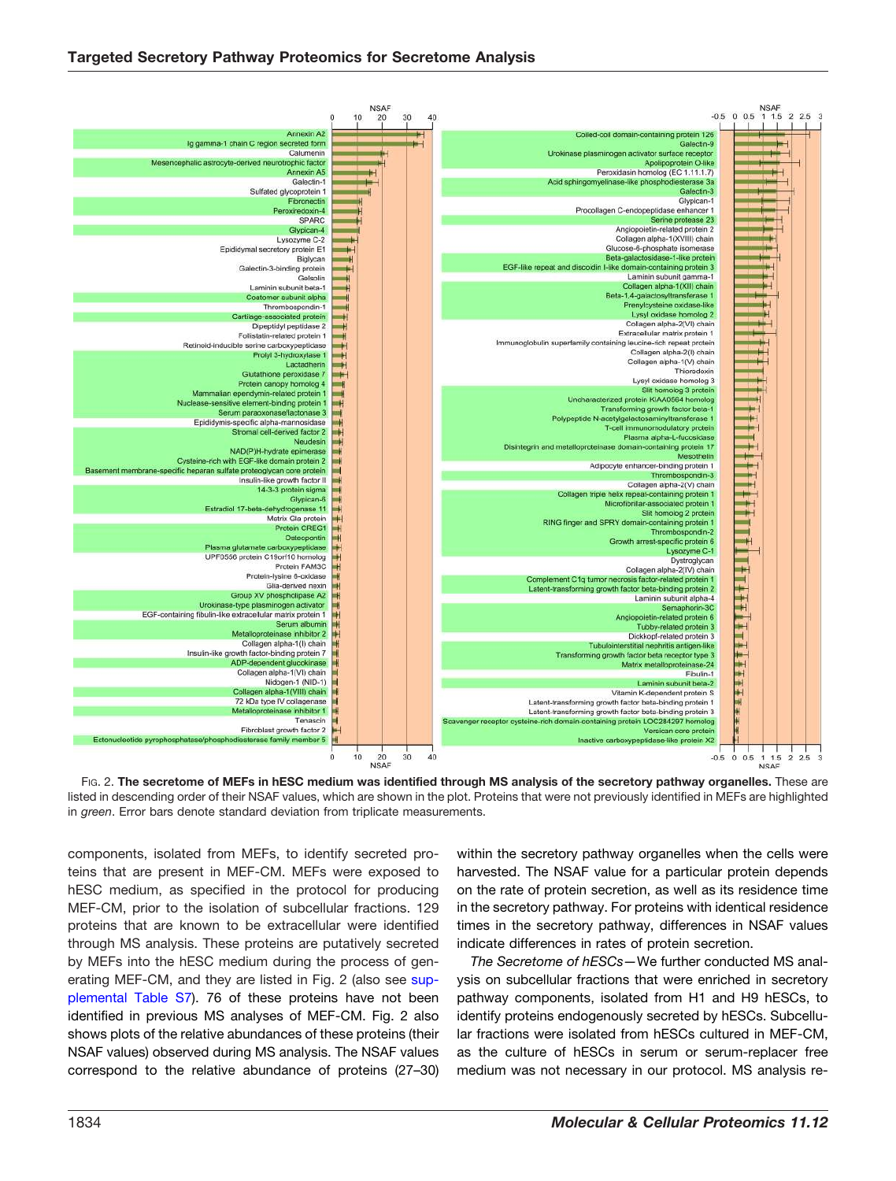FIG. 2. **The secretome of MEFs in hESC medium was identified through MS analysis of the secretory pathway organelles.** These are listed in descending order of their NSAF values, which are shown in the plot. Proteins that were not previously identified in MEFs are highlighted in *green*. Error bars denote standard deviation from triplicate measurements.

components, isolated from MEFs, to identify secreted proteins that are present in MEF-CM. MEFs were exposed to hESC medium, as specified in the protocol for producing MEF-CM, prior to the isolation of subcellular fractions. 129 proteins that are known to be extracellular were identified through MS analysis. These proteins are putatively secreted by MEFs into the hESC medium during the process of generating MEF-CM, and they are listed in Fig. 2 (also see supplemental Table S7). 76 of these proteins have not been identified in previous MS analyses of MEF-CM. Fig. 2 also shows plots of the relative abundances of these proteins (their NSAF values) observed during MS analysis. The NSAF values correspond to the relative abundance of proteins (27–30) within the secretory pathway organelles when the cells were harvested. The NSAF value for a particular protein depends on the rate of protein secretion, as well as its residence time in the secretory pathway. For proteins with identical residence times in the secretory pathway, differences in NSAF values indicate differences in rates of protein secretion.

*The Secretome of hESCs*—We further conducted MS analysis on subcellular fractions that were enriched in secretory pathway components, isolated from H1 and H9 hESCs, to identify proteins endogenously secreted by hESCs. Subcellular fractions were isolated from hESCs cultured in MEF-CM, as the culture of hESCs in serum or serum-replacer free medium was not necessary in our protocol. MS analysis re-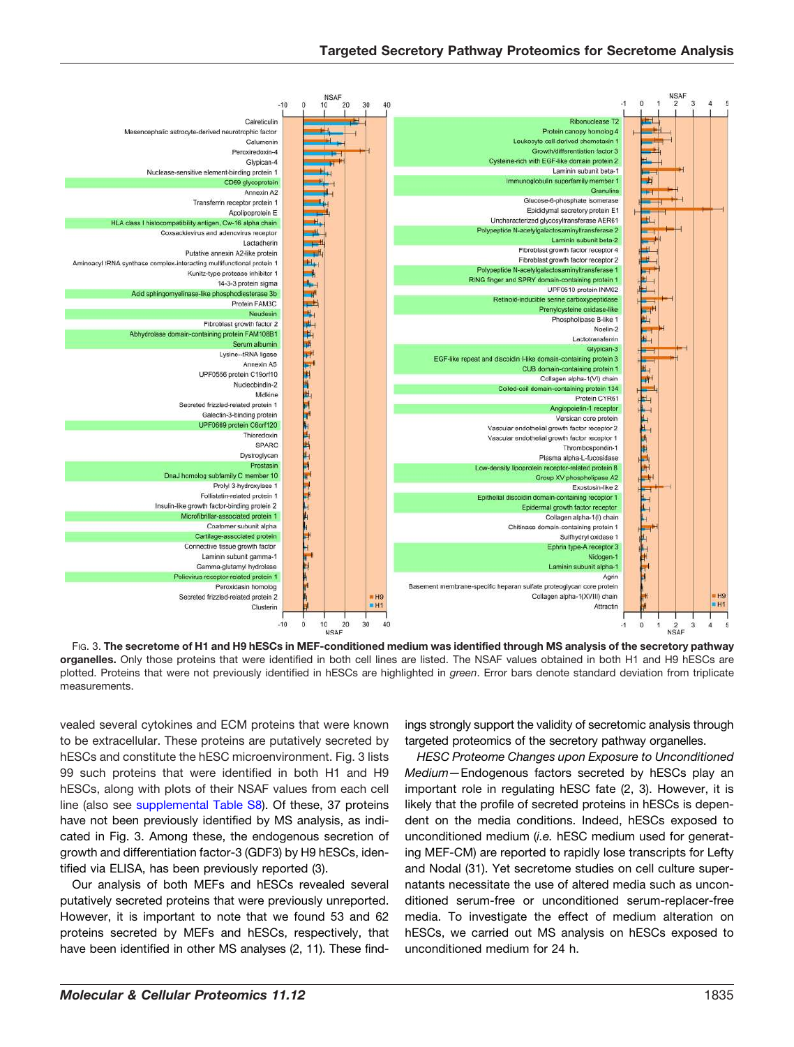Fig. 3. **The secretome of H1 and H9 hESCs in MEF-conditioned medium was identified through MS analysis of the secretory pathway organelles.** Only those proteins that were identified in both cell lines are listed. The NSAF values obtained in both H1 and H9 hESCs are plotted. Proteins that were not previously identified in hESCs are highlighted in *green*. Error bars denote standard deviation from triplicate measurements.

vealed several cytokines and ECM proteins that were known to be extracellular. These proteins are putatively secreted by hESCs and constitute the hESC microenvironment. Fig. 3 lists 99 such proteins that were identified in both H1 and H9 hESCs, along with plots of their NSAF values from each cell line (also see supplemental Table S8). Of these, 37 proteins have not been previously identified by MS analysis, as indicated in Fig. 3. Among these, the endogenous secretion of growth and differentiation factor-3 (GDF3) by H9 hESCs, identified via ELISA, has been previously reported (3).

Our analysis of both MEFs and hESCs revealed several putatively secreted proteins that were previously unreported. However, it is important to note that we found 53 and 62 proteins secreted by MEFs and hESCs, respectively, that have been identified in other MS analyses (2, 11). These findings strongly support the validity of secretomic analysis through targeted proteomics of the secretory pathway organelles.

*HESC Proteome Changes upon Exposure to Unconditioned Medium*—Endogenous factors secreted by hESCs play an important role in regulating hESC fate (2, 3). However, it is likely that the profile of secreted proteins in hESCs is dependent on the media conditions. Indeed, hESCs exposed to unconditioned medium (*i.e.* hESC medium used for generating MEF-CM) are reported to rapidly lose transcripts for Lefty and Nodal (31). Yet secretome studies on cell culture supernatants necessitate the use of altered media such as unconditioned serum-free or unconditioned serum-replacer-free media. To investigate the effect of medium alteration on hESCs, we carried out MS analysis on hESCs exposed to unconditioned medium for 24 h.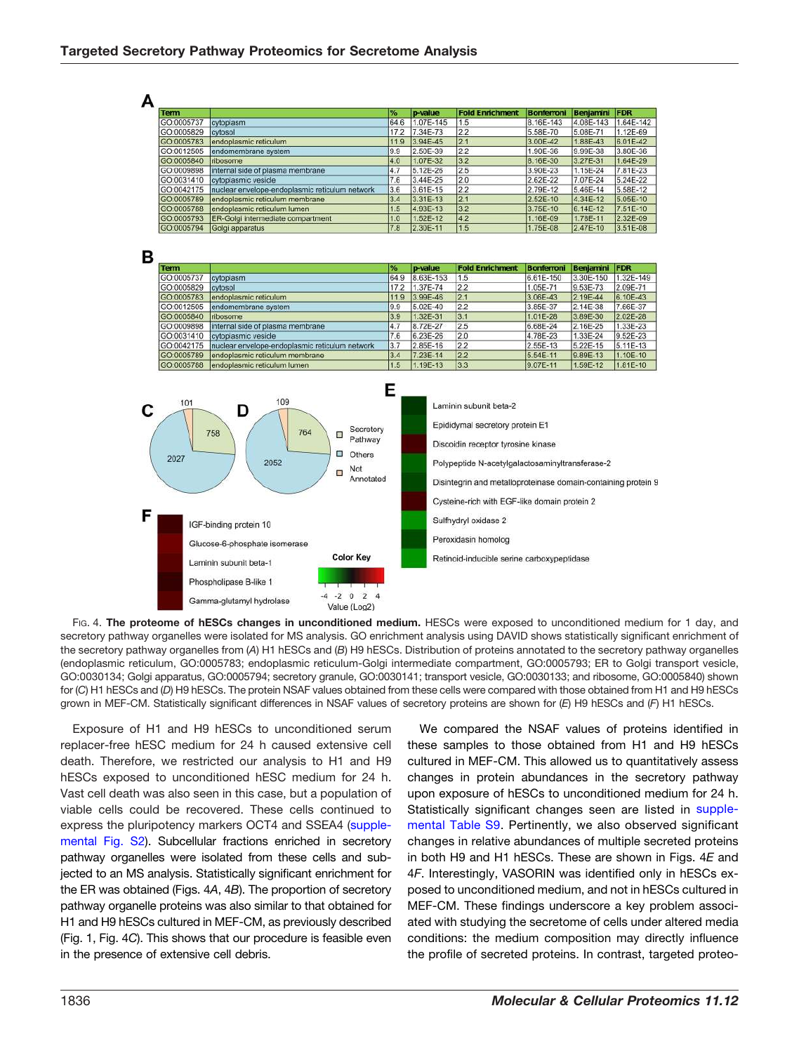**A**

| Term | | % | p-value | Fold Enrichment | Bonferroni | Benjamini | FDR |
|---|---|---|---|---|---|---|---|
| GO:0005737 | cytoplasm | 64.6 | 1.07E-145 | 1.5 | 8.16E-143 | 4.08E-143 | 1.64E-142 |
| GO:0005829 | cytosol | 17.2 | 7.34E-73 | 2.2 | 5.58E-70 | 5.08E-71 | 1.12E-69 |
| GO:0005783 | endoplasmic reticulum | 11.9 | 3.94E-45 | 2.1 | 3.00E-42 | 1.88E-43 | 6.01E-42 |
| GO:0012505 | endomembrane system | 9.9 | 2.50E-39 | 2.2 | 1.90E-36 | 9.99E-38 | 3.80E-36 |
| GO:0005840 | ribosome | 4.0 | 1.07E-32 | 3.2 | 8.16E-30 | 3.27E-31 | 1.64E-29 |
| GO:0009898 | internal side of plasma membrane | 4.7 | 5.12E-26 | 2.5 | 3.90E-23 | 1.15E-24 | 7.81E-23 |
| GO:0031410 | cytoplasmic vesicle | 7.6 | 3.44E-25 | 2.0 | 2.62E-22 | 7.07E-24 | 5.24E-22 |
| GO:0042175 | nuclear envelope-endoplasmic reticulum network | 3.6 | 3.61E-15 | 2.2 | 2.79E-12 | 5.46E-14 | 5.58E-12 |
| GO:0005789 | endoplasmic reticulum membrane | 3.4 | 3.31E-13 | 2.1 | 2.52E-10 | 4.34E-12 | 5.05E-10 |
| GO:0005788 | endoplasmic reticulum lumen | 1.5 | 4.93E-13 | 3.2 | 3.75E-10 | 6.14E-12 | 7.51E-10 |
| GO:0005793 | ER-Golgi intermediate compartment | 1.0 | 1.52E-12 | 4.2 | 1.16E-09 | 1.78E-11 | 2.32E-09 |
| GO:0005794 | Golgi apparatus | 7.8 | 2.30E-11 | 1.5 | 1.75E-08 | 2.47E-10 | 3.51E-08 |

**B**

| Term | | % | p-value | Fold Enrichment | Bonferroni | Benjamini | FDR |
|---|---|---|---|---|---|---|---|
| GO:0005737 | cytoplasm | 64.9 | 8.63E-153 | 1.5 | 6.61E-150 | 3.30E-150 | 1.32E-149 |
| GO:0005829 | cytosol | 17.2 | 1.37E-74 | 2.2 | 1.05E-71 | 9.53E-73 | 2.09E-71 |
| GO:0005783 | endoplasmic reticulum | 11.9 | 3.99E-46 | 2.1 | 3.06E-43 | 2.19E-44 | 6.10E-43 |
| GO:0012505 | endomembrane system | 9.9 | 5.02E-40 | 2.2 | 3.85E-37 | 2.14E-38 | 7.66E-37 |
| GO:0005840 | ribosome | 3.9 | 1.32E-31 | 3.1 | 1.01E-28 | 3.89E-30 | 2.02E-28 |
| GO:0009898 | internal side of plasma membrane | 4.7 | 8.72E-27 | 2.5 | 6.68E-24 | 2.16E-25 | 1.33E-23 |
| GO:0031410 | cytoplasmic vesicle | 7.6 | 6.23E-26 | 2.0 | 4.78E-23 | 1.33E-24 | 9.52E-23 |
| GO:0042175 | nuclear envelope-endoplasmic reticulum network | 3.7 | 2.85E-16 | 2.2 | 2.55E-13 | 5.22E-15 | 5.11E-13 |
| GO:0005789 | endoplasmic reticulum membrane | 3.4 | 7.23E-14 | 2.2 | 5.54E-11 | 9.89E-13 | 1.10E-10 |
| GO:0005788 | endoplasmic reticulum lumen | 1.5 | 1.19E-13 | 3.3 | 9.07E-11 | 1.59E-12 | 1.81E-10 |

Fig. 4. **The proteome of hESCs changes in unconditioned medium.** HESCs were exposed to unconditioned medium for 1 day, and secretory pathway organelles were isolated for MS analysis. GO enrichment analysis using DAVID shows statistically significant enrichment of the secretory pathway organelles from (*A*) H1 hESCs and (*B*) H9 hESCs. Distribution of proteins annotated to the secretory pathway organelles (endoplasmic reticulum, GO:0005783; endoplasmic reticulum-Golgi intermediate compartment, GO:0005793; ER to Golgi transport vesicle, GO:0030134; Golgi apparatus, GO:0005794; secretory granule, GO:0030141; transport vesicle, GO:0030133; and ribosome, GO:0005840) shown for (*C*) H1 hESCs and (*D*) H9 hESCs. The protein NSAF values obtained from these cells were compared with those obtained from H1 and H9 hESCs grown in MEF-CM. Statistically significant differences in NSAF values of secretory proteins are shown for (*E*) H9 hESCs and (*F*) H1 hESCs.

Exposure of H1 and H9 hESCs to unconditioned serum replacer-free hESC medium for 24 h caused extensive cell death. Therefore, we restricted our analysis to H1 and H9 hESCs exposed to unconditioned hESC medium for 24 h. Vast cell death was also seen in this case, but a population of viable cells could be recovered. These cells continued to express the pluripotency markers OCT4 and SSEA4 (supplemental Fig. S2). Subcellular fractions enriched in secretory pathway organelles were isolated from these cells and subjected to an MS analysis. Statistically significant enrichment for the ER was obtained (Figs. 4*A*, 4*B*). The proportion of secretory pathway organelle proteins was also similar to that obtained for H1 and H9 hESCs cultured in MEF-CM, as previously described (Fig. 1, Fig. 4*C*). This shows that our procedure is feasible even in the presence of extensive cell debris.

We compared the NSAF values of proteins identified in these samples to those obtained from H1 and H9 hESCs cultured in MEF-CM. This allowed us to quantitatively assess changes in protein abundances in the secretory pathway upon exposure of hESCs to unconditioned medium for 24 h. Statistically significant changes seen are listed in supplemental Table S9. Pertinently, we also observed significant changes in relative abundances of multiple secreted proteins in both H9 and H1 hESCs. These are shown in Figs. 4*E* and 4*F*. Interestingly, VASORIN was identified only in hESCs exposed to unconditioned medium, and not in hESCs cultured in MEF-CM. These findings underscore a key problem associated with studying the secretome of cells under altered media conditions: the medium composition may directly influence the profile of secreted proteins. In contrast, targeted proteo-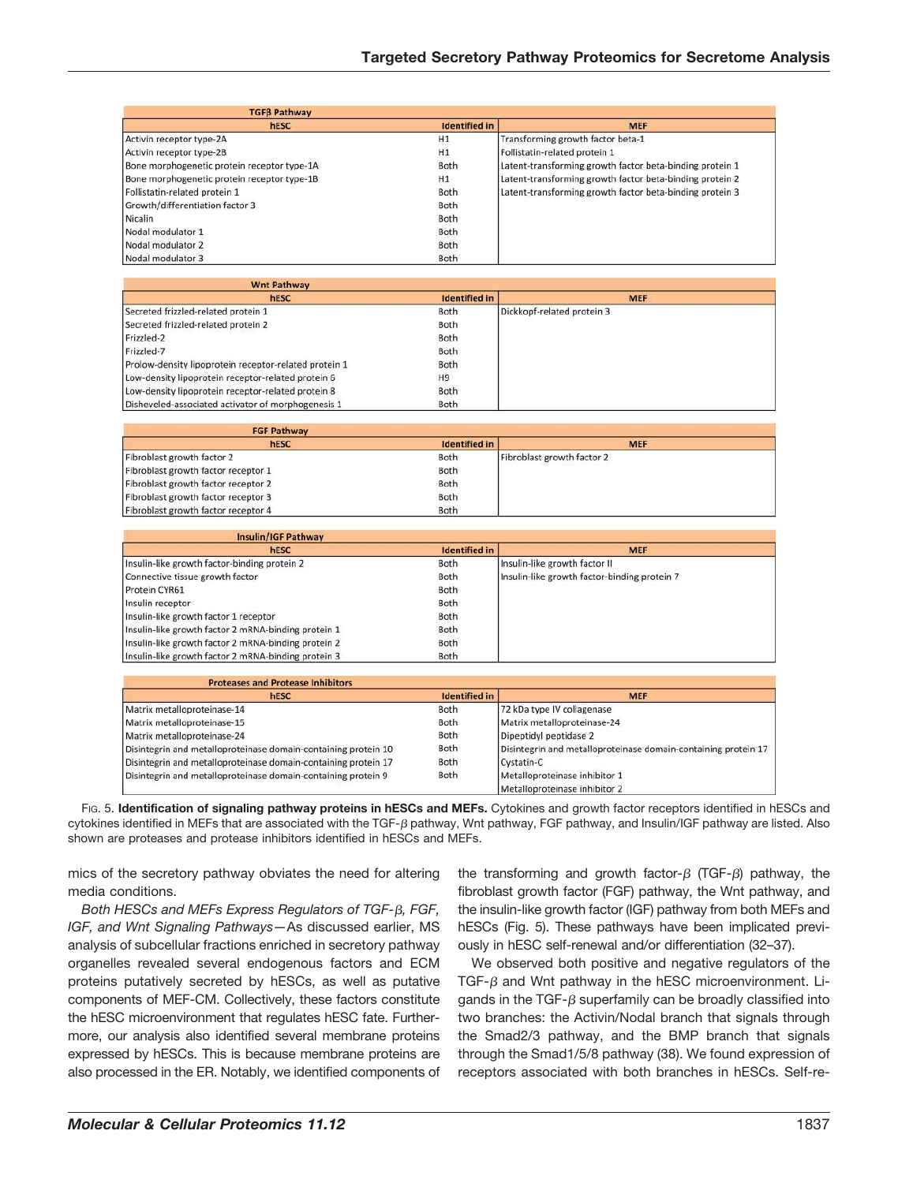**TGFβ Pathway**

| hESC | Identified in | MEF |
|---|---|---|
| Activin receptor type-2A | H1 | Transforming growth factor beta-1 |
| Activin receptor type-2B | H1 | Follistatin-related protein 1 |
| Bone morphogenetic protein receptor type-1A | Both | Latent-transforming growth factor beta-binding protein 1 |
| Bone morphogenetic protein receptor type-1B | H1 | Latent-transforming growth factor beta-binding protein 2 |
| Follistatin-related protein 1 | Both | Latent-transforming growth factor beta-binding protein 3 |
| Growth/differentiation factor 3 | Both | |
| Nicalin | Both | |
| Nodal modulator 1 | Both | |
| Nodal modulator 2 | Both | |
| Nodal modulator 3 | Both | |

**Wnt Pathway**

| hESC | Identified in | MEF |
|---|---|---|
| Secreted frizzled-related protein 1 | Both | Dickkopf-related protein 3 |
| Secreted frizzled-related protein 2 | Both | |
| Frizzled-2 | Both | |
| Frizzled-7 | Both | |
| Prolow-density lipoprotein receptor-related protein 1 | Both | |
| Low-density lipoprotein receptor-related protein 6 | H9 | |
| Low-density lipoprotein receptor-related protein 8 | Both | |
| Disheveled-associated activator of morphogenesis 1 | Both | |

**FGF Pathway**

| hESC | Identified in | MEF |
|---|---|---|
| Fibroblast growth factor 2 | Both | Fibroblast growth factor 2 |
| Fibroblast growth factor receptor 1 | Both | |
| Fibroblast growth factor receptor 2 | Both | |
| Fibroblast growth factor receptor 3 | Both | |
| Fibroblast growth factor receptor 4 | Both | |

**Insulin/IGF Pathway**

| hESC | Identified in | MEF |
|---|---|---|
| Insulin-like growth factor-binding protein 2 | Both | Insulin-like growth factor II |
| Connective tissue growth factor | Both | Insulin-like growth factor-binding protein 7 |
| Protein CYR61 | Both | |
| Insulin receptor | Both | |
| Insulin-like growth factor 1 receptor | Both | |
| Insulin-like growth factor 2 mRNA-binding protein 1 | Both | |
| Insulin-like growth factor 2 mRNA-binding protein 2 | Both | |
| Insulin-like growth factor 2 mRNA-binding protein 3 | Both | |

**Proteases and Protease Inhibitors**

| hESC | Identified in | MEF |
|---|---|---|
| Matrix metalloproteinase-14 | Both | 72 kDa type IV collagenase |
| Matrix metalloproteinase-15 | Both | Matrix metalloproteinase-24 |
| Matrix metalloproteinase-24 | Both | Dipeptidyl peptidase 2 |
| Disintegrin and metalloproteinase domain-containing protein 10 | Both | Disintegrin and metalloproteinase domain-containing protein 17 |
| Disintegrin and metalloproteinase domain-containing protein 17 | Both | Cystatin-C |
| Disintegrin and metalloproteinase domain-containing protein 9 | Both | Metalloproteinase inhibitor 1 |
| | | Metalloproteinase inhibitor 2 |

Fig. 5. **Identification of signaling pathway proteins in hESCs and MEFs.** Cytokines and growth factor receptors identified in hESCs and cytokines identified in MEFs that are associated with the TGF-$\beta$ pathway, Wnt pathway, FGF pathway, and Insulin/IGF pathway are listed. Also shown are proteases and protease inhibitors identified in hESCs and MEFs.

mics of the secretory pathway obviates the need for altering media conditions.

*Both HESCs and MEFs Express Regulators of TGF-β, FGF, IGF, and Wnt Signaling Pathways*—As discussed earlier, MS analysis of subcellular fractions enriched in secretory pathway organelles revealed several endogenous factors and ECM proteins putatively secreted by hESCs, as well as putative components of MEF-CM. Collectively, these factors constitute the hESC microenvironment that regulates hESC fate. Furthermore, our analysis also identified several membrane proteins expressed by hESCs. This is because membrane proteins are also processed in the ER. Notably, we identified components of the transforming and growth factor-$\beta$ (TGF-$\beta$) pathway, the fibroblast growth factor (FGF) pathway, the Wnt pathway, and the insulin-like growth factor (IGF) pathway from both MEFs and hESCs (Fig. 5). These pathways have been implicated previously in hESC self-renewal and/or differentiation (32–37).

We observed both positive and negative regulators of the TGF-$\beta$ and Wnt pathway in the hESC microenvironment. Ligands in the TGF-$\beta$ superfamily can be broadly classified into two branches: the Activin/Nodal branch that signals through the Smad2/3 pathway, and the BMP branch that signals through the Smad1/5/8 pathway (38). We found expression of receptors associated with both branches in hESCs. Self-re-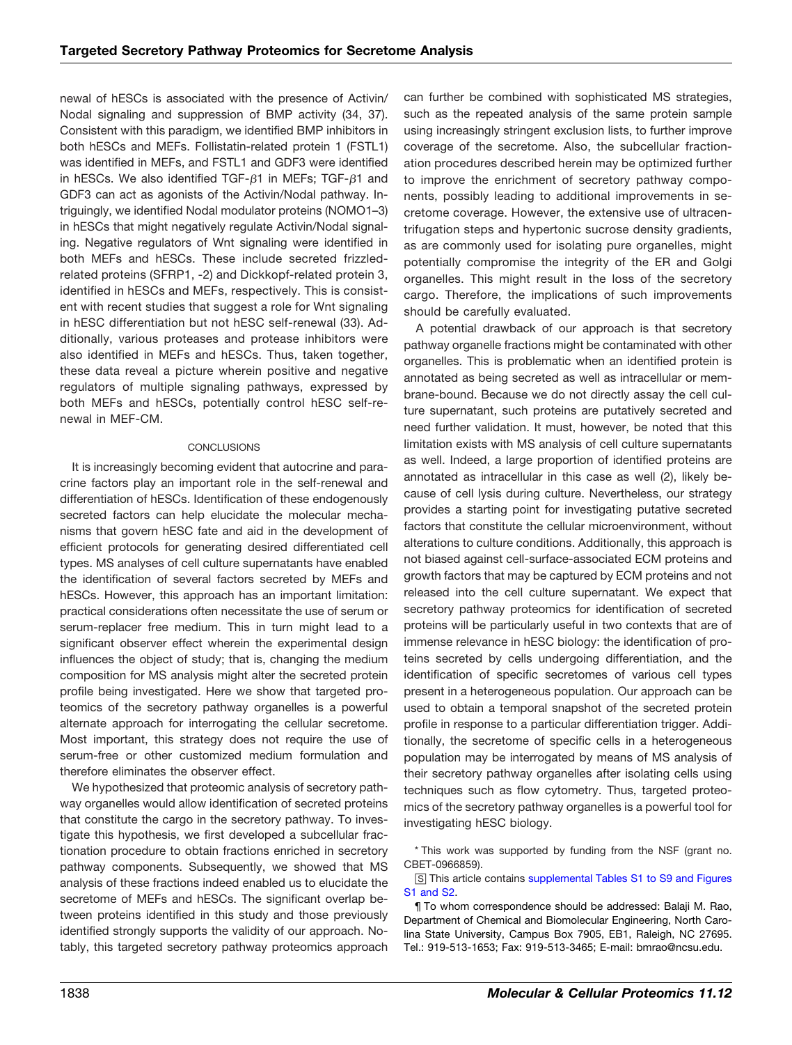newal of hESCs is associated with the presence of Activin/Nodal signaling and suppression of BMP activity (34, 37). Consistent with this paradigm, we identified BMP inhibitors in both hESCs and MEFs. Follistatin-related protein 1 (FSTL1) was identified in MEFs, and FSTL1 and GDF3 were identified in hESCs. We also identified TGF-β1 in MEFs; TGF-β1 and GDF3 can act as agonists of the Activin/Nodal pathway. Intriguingly, we identified Nodal modulator proteins (NOMO1–3) in hESCs that might negatively regulate Activin/Nodal signaling. Negative regulators of Wnt signaling were identified in both MEFs and hESCs. These include secreted frizzled-related proteins (SFRP1, -2) and Dickkopf-related protein 3, identified in hESCs and MEFs, respectively. This is consistent with recent studies that suggest a role for Wnt signaling in hESC differentiation but not hESC self-renewal (33). Additionally, various proteases and protease inhibitors were also identified in MEFs and hESCs. Thus, taken together, these data reveal a picture wherein positive and negative regulators of multiple signaling pathways, expressed by both MEFs and hESCs, potentially control hESC self-renewal in MEF-CM.

## CONCLUSIONS

It is increasingly becoming evident that autocrine and paracrine factors play an important role in the self-renewal and differentiation of hESCs. Identification of these endogenously secreted factors can help elucidate the molecular mechanisms that govern hESC fate and aid in the development of efficient protocols for generating desired differentiated cell types. MS analyses of cell culture supernatants have enabled the identification of several factors secreted by MEFs and hESCs. However, this approach has an important limitation: practical considerations often necessitate the use of serum or serum-replacer free medium. This in turn might lead to a significant observer effect wherein the experimental design influences the object of study; that is, changing the medium composition for MS analysis might alter the secreted protein profile being investigated. Here we show that targeted proteomics of the secretory pathway organelles is a powerful alternate approach for interrogating the cellular secretome. Most important, this strategy does not require the use of serum-free or other customized medium formulation and therefore eliminates the observer effect.

We hypothesized that proteomic analysis of secretory pathway organelles would allow identification of secreted proteins that constitute the cargo in the secretory pathway. To investigate this hypothesis, we first developed a subcellular fractionation procedure to obtain fractions enriched in secretory pathway components. Subsequently, we showed that MS analysis of these fractions indeed enabled us to elucidate the secretome of MEFs and hESCs. The significant overlap between proteins identified in this study and those previously identified strongly supports the validity of our approach. Notably, this targeted secretory pathway proteomics approach can further be combined with sophisticated MS strategies, such as the repeated analysis of the same protein sample using increasingly stringent exclusion lists, to further improve coverage of the secretome. Also, the subcellular fractionation procedures described herein may be optimized further to improve the enrichment of secretory pathway components, possibly leading to additional improvements in secretome coverage. However, the extensive use of ultracentrifugation steps and hypertonic sucrose density gradients, as are commonly used for isolating pure organelles, might potentially compromise the integrity of the ER and Golgi organelles. This might result in the loss of the secretory cargo. Therefore, the implications of such improvements should be carefully evaluated.

A potential drawback of our approach is that secretory pathway organelle fractions might be contaminated with other organelles. This is problematic when an identified protein is annotated as being secreted as well as intracellular or membrane-bound. Because we do not directly assay the cell culture supernatant, such proteins are putatively secreted and need further validation. It must, however, be noted that this limitation exists with MS analysis of cell culture supernatants as well. Indeed, a large proportion of identified proteins are annotated as intracellular in this case as well (2), likely because of cell lysis during culture. Nevertheless, our strategy provides a starting point for investigating putative secreted factors that constitute the cellular microenvironment, without alterations to culture conditions. Additionally, this approach is not biased against cell-surface-associated ECM proteins and growth factors that may be captured by ECM proteins and not released into the cell culture supernatant. We expect that secretory pathway proteomics for identification of secreted proteins will be particularly useful in two contexts that are of immense relevance in hESC biology: the identification of proteins secreted by cells undergoing differentiation, and the identification of specific secretomes of various cell types present in a heterogeneous population. Our approach can be used to obtain a temporal snapshot of the secreted protein profile in response to a particular differentiation trigger. Additionally, the secretome of specific cells in a heterogeneous population may be interrogated by means of MS analysis of their secretory pathway organelles after isolating cells using techniques such as flow cytometry. Thus, targeted proteomics of the secretory pathway organelles is a powerful tool for investigating hESC biology.

* This work was supported by funding from the NSF (grant no. CBET-0966859).

[S] This article contains supplemental Tables S1 to S9 and Figures S1 and S2.

¶ To whom correspondence should be addressed: Balaji M. Rao, Department of Chemical and Biomolecular Engineering, North Carolina State University, Campus Box 7905, EB1, Raleigh, NC 27695. Tel.: 919-513-1653; Fax: 919-513-3465; E-mail: bmrao@ncsu.edu.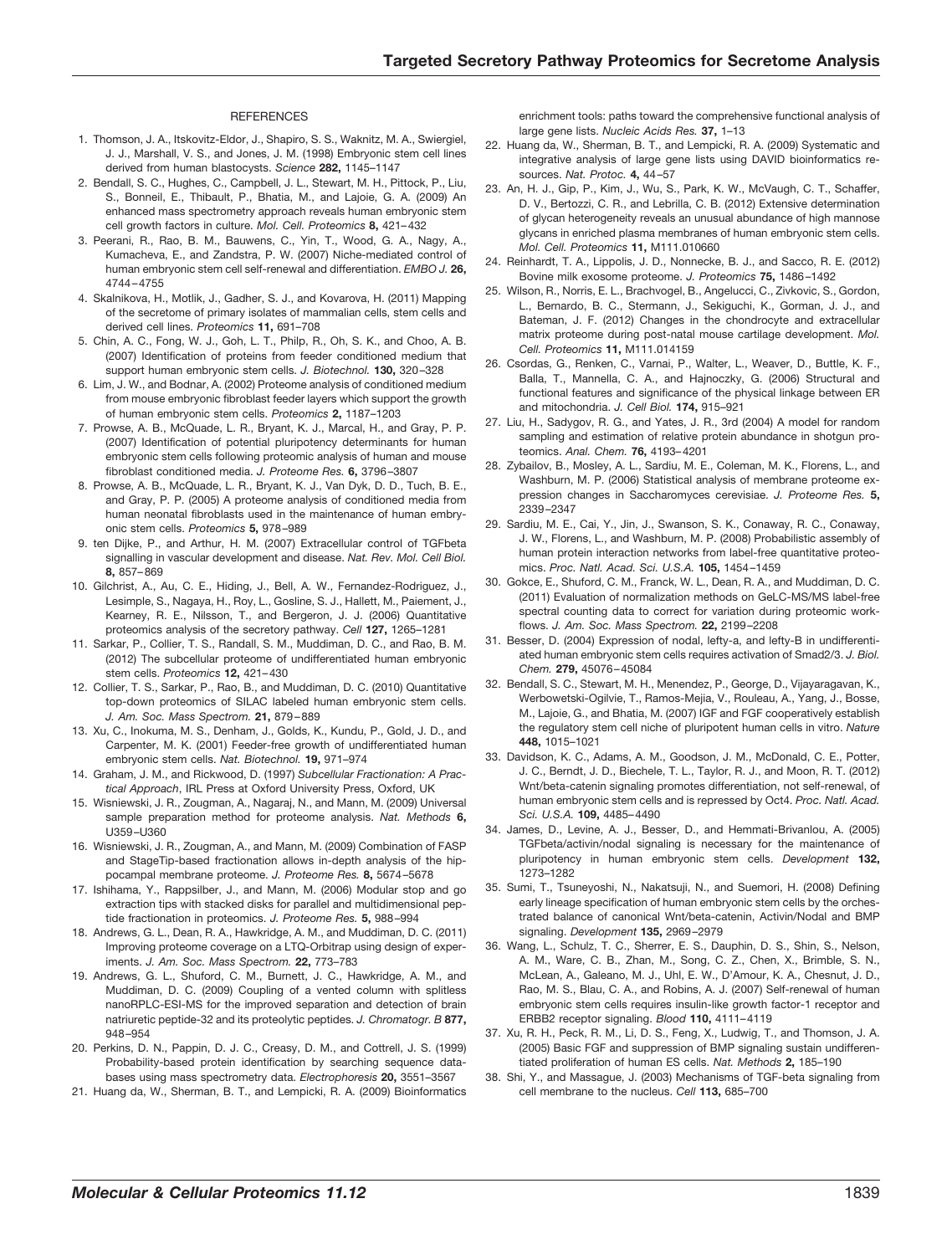## REFERENCES

1. Thomson, J. A., Itskovitz-Eldor, J., Shapiro, S. S., Waknitz, M. A., Swiergiel, J. J., Marshall, V. S., and Jones, J. M. (1998) Embryonic stem cell lines derived from human blastocysts. *Science* **282,** 1145–1147
2. Bendall, S. C., Hughes, C., Campbell, J. L., Stewart, M. H., Pittock, P., Liu, S., Bonneil, E., Thibault, P., Bhatia, M., and Lajoie, G. A. (2009) An enhanced mass spectrometry approach reveals human embryonic stem cell growth factors in culture. *Mol. Cell. Proteomics* **8,** 421–432
3. Peerani, R., Rao, B. M., Bauwens, C., Yin, T., Wood, G. A., Nagy, A., Kumacheva, E., and Zandstra, P. W. (2007) Niche-mediated control of human embryonic stem cell self-renewal and differentiation. *EMBO J.* **26,** 4744–4755
4. Skalnikova, H., Motlik, J., Gadher, S. J., and Kovarova, H. (2011) Mapping of the secretome of primary isolates of mammalian cells, stem cells and derived cell lines. *Proteomics* **11,** 691–708
5. Chin, A. C., Fong, W. J., Goh, L. T., Philp, R., Oh, S. K., and Choo, A. B. (2007) Identification of proteins from feeder conditioned medium that support human embryonic stem cells. *J. Biotechnol.* **130,** 320–328
6. Lim, J. W., and Bodnar, A. (2002) Proteome analysis of conditioned medium from mouse embryonic fibroblast feeder layers which support the growth of human embryonic stem cells. *Proteomics* **2,** 1187–1203
7. Prowse, A. B., McQuade, L. R., Bryant, K. J., Marcal, H., and Gray, P. P. (2007) Identification of potential pluripotency determinants for human embryonic stem cells following proteomic analysis of human and mouse fibroblast conditioned media. *J. Proteome Res.* **6,** 3796–3807
8. Prowse, A. B., McQuade, L. R., Bryant, K. J., Van Dyk, D. D., Tuch, B. E., and Gray, P. P. (2005) A proteome analysis of conditioned media from human neonatal fibroblasts used in the maintenance of human embryonic stem cells. *Proteomics* **5,** 978–989
9. ten Dijke, P., and Arthur, H. M. (2007) Extracellular control of TGFbeta signalling in vascular development and disease. *Nat. Rev. Mol. Cell Biol.* **8,** 857–869
10. Gilchrist, A., Au, C. E., Hiding, J., Bell, A. W., Fernandez-Rodriguez, J., Lesimple, S., Nagaya, H., Roy, L., Gosline, S. J., Hallett, M., Paiement, J., Kearney, R. E., Nilsson, T., and Bergeron, J. J. (2006) Quantitative proteomics analysis of the secretory pathway. *Cell* **127,** 1265–1281
11. Sarkar, P., Collier, T. S., Randall, S. M., Muddiman, D. C., and Rao, B. M. (2012) The subcellular proteome of undifferentiated human embryonic stem cells. *Proteomics* **12,** 421–430
12. Collier, T. S., Sarkar, P., Rao, B., and Muddiman, D. C. (2010) Quantitative top-down proteomics of SILAC labeled human embryonic stem cells. *J. Am. Soc. Mass Spectrom.* **21,** 879–889
13. Xu, C., Inokuma, M. S., Denham, J., Golds, K., Kundu, P., Gold, J. D., and Carpenter, M. K. (2001) Feeder-free growth of undifferentiated human embryonic stem cells. *Nat. Biotechnol.* **19,** 971–974
14. Graham, J. M., and Rickwood, D. (1997) *Subcellular Fractionation: A Practical Approach*, IRL Press at Oxford University Press, Oxford, UK
15. Wisniewski, J. R., Zougman, A., Nagaraj, N., and Mann, M. (2009) Universal sample preparation method for proteome analysis. *Nat. Methods* **6,** U359–U360
16. Wisniewski, J. R., Zougman, A., and Mann, M. (2009) Combination of FASP and StageTip-based fractionation allows in-depth analysis of the hippocampal membrane proteome. *J. Proteome Res.* **8,** 5674–5678
17. Ishihama, Y., Rappsilber, J., and Mann, M. (2006) Modular stop and go extraction tips with stacked disks for parallel and multidimensional peptide fractionation in proteomics. *J. Proteome Res.* **5,** 988–994
18. Andrews, G. L., Dean, R. A., Hawkridge, A. M., and Muddiman, D. C. (2011) Improving proteome coverage on a LTQ-Orbitrap using design of experiments. *J. Am. Soc. Mass Spectrom.* **22,** 773–783
19. Andrews, G. L., Shuford, C. M., Burnett, J. C., Hawkridge, A. M., and Muddiman, D. C. (2009) Coupling of a vented column with splitless nanoRPLC-ESI-MS for the improved separation and detection of brain natriuretic peptide-32 and its proteolytic peptides. *J. Chromatogr. B* **877,** 948–954
20. Perkins, D. N., Pappin, D. J. C., Creasy, D. M., and Cottrell, J. S. (1999) Probability-based protein identification by searching sequence databases using mass spectrometry data. *Electrophoresis* **20,** 3551–3567
21. Huang da, W., Sherman, B. T., and Lempicki, R. A. (2009) Bioinformatics enrichment tools: paths toward the comprehensive functional analysis of large gene lists. *Nucleic Acids Res.* **37,** 1–13
22. Huang da, W., Sherman, B. T., and Lempicki, R. A. (2009) Systematic and integrative analysis of large gene lists using DAVID bioinformatics resources. *Nat. Protoc.* **4,** 44–57
23. An, H. J., Gip, P., Kim, J., Wu, S., Park, K. W., McVaugh, C. T., Schaffer, D. V., Bertozzi, C. R., and Lebrilla, C. B. (2012) Extensive determination of glycan heterogeneity reveals an unusual abundance of high mannose glycans in enriched plasma membranes of human embryonic stem cells. *Mol. Cell. Proteomics* **11,** M111.010660
24. Reinhardt, T. A., Lippolis, J. D., Nonnecke, B. J., and Sacco, R. E. (2012) Bovine milk exosome proteome. *J. Proteomics* **75,** 1486–1492
25. Wilson, R., Norris, E. L., Brachvogel, B., Angelucci, C., Zivkovic, S., Gordon, L., Bernardo, B. C., Stermann, J., Sekiguchi, K., Gorman, J. J., and Bateman, J. F. (2012) Changes in the chondrocyte and extracellular matrix proteome during post-natal mouse cartilage development. *Mol. Cell. Proteomics* **11,** M111.014159
26. Csordas, G., Renken, C., Varnai, P., Walter, L., Weaver, D., Buttle, K. F., Balla, T., Mannella, C. A., and Hajnoczky, G. (2006) Structural and functional features and significance of the physical linkage between ER and mitochondria. *J. Cell Biol.* **174,** 915–921
27. Liu, H., Sadygov, R. G., and Yates, J. R., 3rd (2004) A model for random sampling and estimation of relative protein abundance in shotgun proteomics. *Anal. Chem.* **76,** 4193–4201
28. Zybailov, B., Mosley, A. L., Sardiu, M. E., Coleman, M. K., Florens, L., and Washburn, M. P. (2006) Statistical analysis of membrane proteome expression changes in Saccharomyces cerevisiae. *J. Proteome Res.* **5,** 2339–2347
29. Sardiu, M. E., Cai, Y., Jin, J., Swanson, S. K., Conaway, R. C., Conaway, J. W., Florens, L., and Washburn, M. P. (2008) Probabilistic assembly of human protein interaction networks from label-free quantitative proteomics. *Proc. Natl. Acad. Sci. U.S.A.* **105,** 1454–1459
30. Gokce, E., Shuford, C. M., Franck, W. L., Dean, R. A., and Muddiman, D. C. (2011) Evaluation of normalization methods on GeLC-MS/MS label-free spectral counting data to correct for variation during proteomic workflows. *J. Am. Soc. Mass Spectrom.* **22,** 2199–2208
31. Besser, D. (2004) Expression of nodal, lefty-a, and lefty-B in undifferentiated human embryonic stem cells requires activation of Smad2/3. *J. Biol. Chem.* **279,** 45076–45084
32. Bendall, S. C., Stewart, M. H., Menendez, P., George, D., Vijayaragavan, K., Werbowetski-Ogilvie, T., Ramos-Mejia, V., Rouleau, A., Yang, J., Bosse, M., Lajoie, G., and Bhatia, M. (2007) IGF and FGF cooperatively establish the regulatory stem cell niche of pluripotent human cells in vitro. *Nature* **448,** 1015–1021
33. Davidson, K. C., Adams, A. M., Goodson, J. M., McDonald, C. E., Potter, J. C., Berndt, J. D., Biechele, T. L., Taylor, R. J., and Moon, R. T. (2012) Wnt/beta-catenin signaling promotes differentiation, not self-renewal, of human embryonic stem cells and is repressed by Oct4. *Proc. Natl. Acad. Sci. U.S.A.* **109,** 4485–4490
34. James, D., Levine, A. J., Besser, D., and Hemmati-Brivanlou, A. (2005) TGFbeta/activin/nodal signaling is necessary for the maintenance of pluripotency in human embryonic stem cells. *Development* **132,** 1273–1282
35. Sumi, T., Tsuneyoshi, N., Nakatsuji, N., and Suemori, H. (2008) Defining early lineage specification of human embryonic stem cells by the orchestrated balance of canonical Wnt/beta-catenin, Activin/Nodal and BMP signaling. *Development* **135,** 2969–2979
36. Wang, L., Schulz, T. C., Sherrer, E. S., Dauphin, D. S., Shin, S., Nelson, A. M., Ware, C. B., Zhan, M., Song, C. Z., Chen, X., Brimble, S. N., McLean, A., Galeano, M. J., Uhl, E. W., D'Amour, K. A., Chesnut, J. D., Rao, M. S., Blau, C. A., and Robins, A. J. (2007) Self-renewal of human embryonic stem cells requires insulin-like growth factor-1 receptor and ERBB2 receptor signaling. *Blood* **110,** 4111–4119
37. Xu, R. H., Peck, R. M., Li, D. S., Feng, X., Ludwig, T., and Thomson, J. A. (2005) Basic FGF and suppression of BMP signaling sustain undifferentiated proliferation of human ES cells. *Nat. Methods* **2,** 185–190
38. Shi, Y., and Massague, J. (2003) Mechanisms of TGF-beta signaling from cell membrane to the nucleus. *Cell* **113,** 685–700